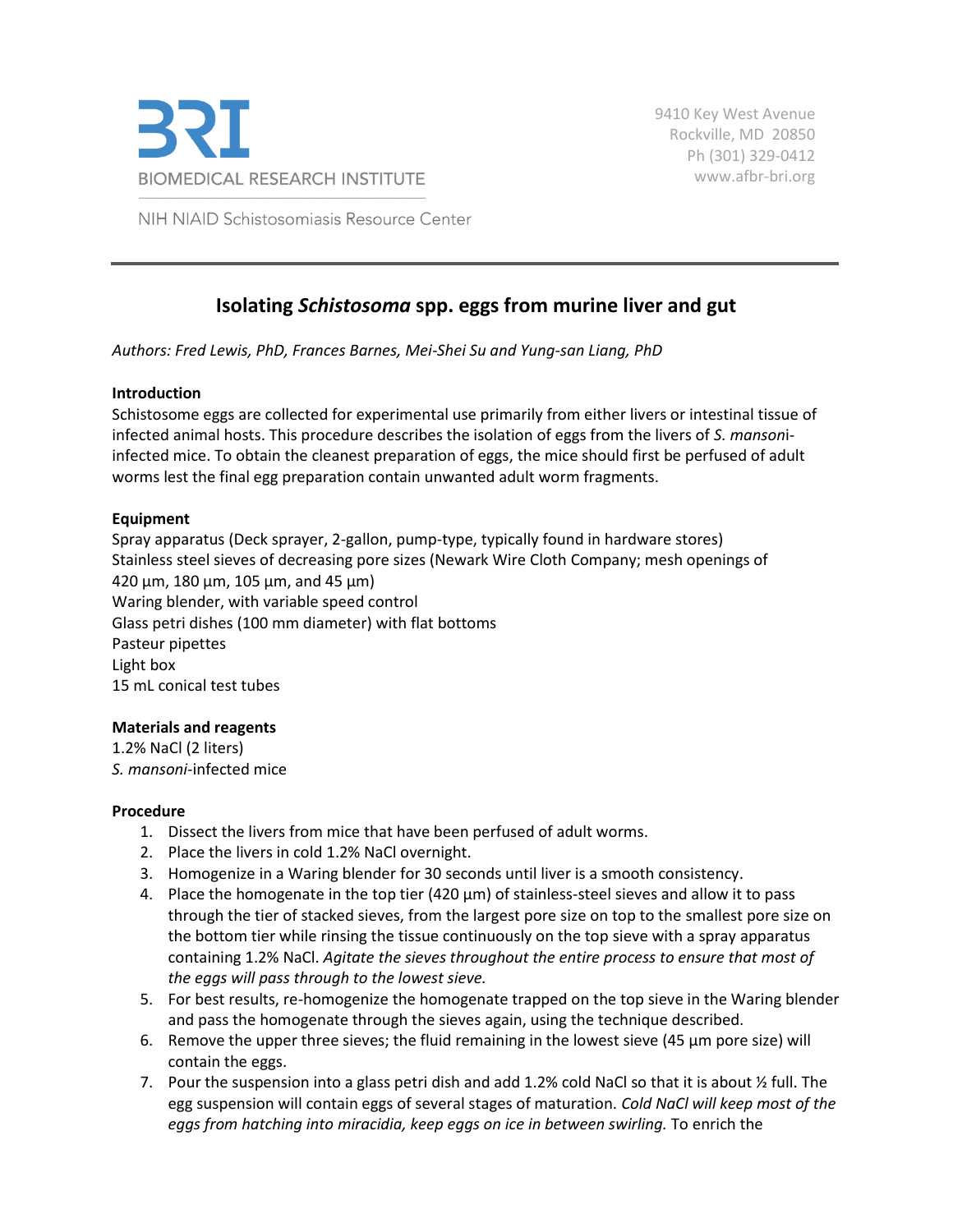BIOMEDICAL RESEARCH INSTITUTE

NIH NIAID Schistosomiasis Resource Center

9410 Key West Avenue
Rockville, MD 20850
Ph (301) 329-0412
www.afbr-bri.org

# Isolating *Schistosoma* spp. eggs from murine liver and gut

*Authors: Fred Lewis, PhD, Frances Barnes, Mei-Shei Su and Yung-san Liang, PhD*

**Introduction**
Schistosome eggs are collected for experimental use primarily from either livers or intestinal tissue of infected animal hosts. This procedure describes the isolation of eggs from the livers of *S. mansoni*-infected mice. To obtain the cleanest preparation of eggs, the mice should first be perfused of adult worms lest the final egg preparation contain unwanted adult worm fragments.

**Equipment**
Spray apparatus (Deck sprayer, 2-gallon, pump-type, typically found in hardware stores)
Stainless steel sieves of decreasing pore sizes (Newark Wire Cloth Company; mesh openings of 420 µm, 180 µm, 105 µm, and 45 µm)
Waring blender, with variable speed control
Glass petri dishes (100 mm diameter) with flat bottoms
Pasteur pipettes
Light box
15 mL conical test tubes

**Materials and reagents**
1.2% NaCl (2 liters)
*S. mansoni*-infected mice

**Procedure**

1. Dissect the livers from mice that have been perfused of adult worms.
2. Place the livers in cold 1.2% NaCl overnight.
3. Homogenize in a Waring blender for 30 seconds until liver is a smooth consistency.
4. Place the homogenate in the top tier (420 µm) of stainless-steel sieves and allow it to pass through the tier of stacked sieves, from the largest pore size on top to the smallest pore size on the bottom tier while rinsing the tissue continuously on the top sieve with a spray apparatus containing 1.2% NaCl. *Agitate the sieves throughout the entire process to ensure that most of the eggs will pass through to the lowest sieve.*
5. For best results, re-homogenize the homogenate trapped on the top sieve in the Waring blender and pass the homogenate through the sieves again, using the technique described.
6. Remove the upper three sieves; the fluid remaining in the lowest sieve (45 µm pore size) will contain the eggs.
7. Pour the suspension into a glass petri dish and add 1.2% cold NaCl so that it is about ½ full. The egg suspension will contain eggs of several stages of maturation. *Cold NaCl will keep most of the eggs from hatching into miracidia, keep eggs on ice in between swirling.* To enrich the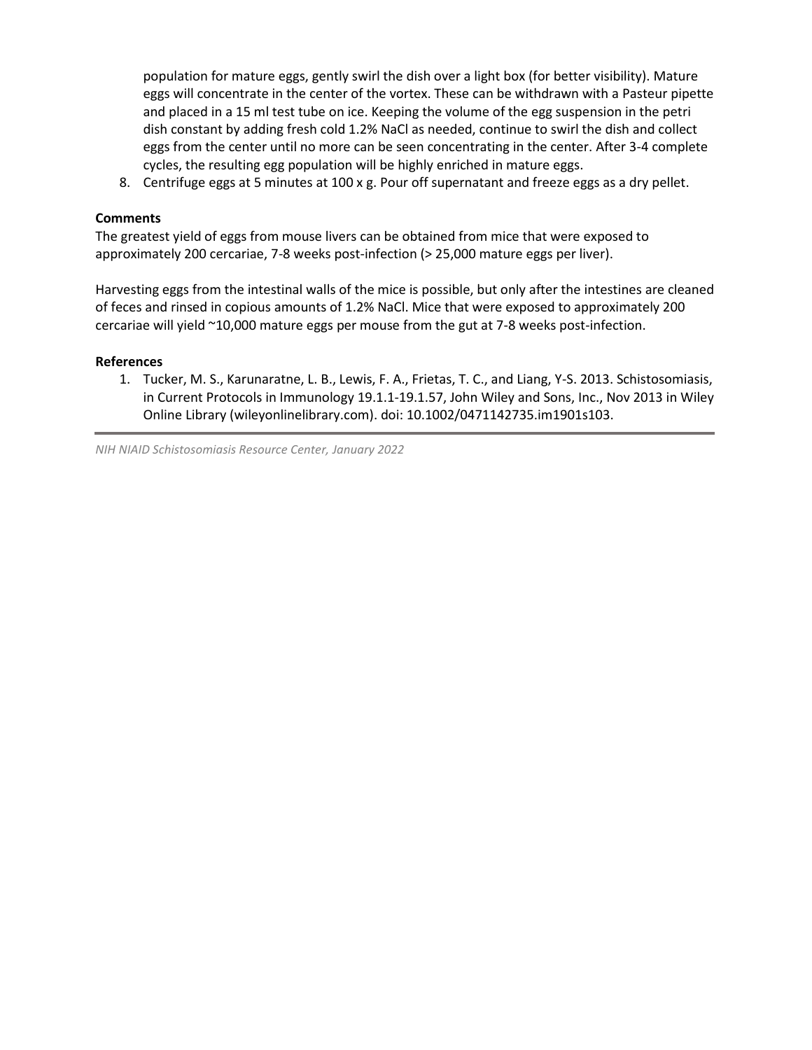population for mature eggs, gently swirl the dish over a light box (for better visibility). Mature eggs will concentrate in the center of the vortex. These can be withdrawn with a Pasteur pipette and placed in a 15 ml test tube on ice. Keeping the volume of the egg suspension in the petri dish constant by adding fresh cold 1.2% NaCl as needed, continue to swirl the dish and collect eggs from the center until no more can be seen concentrating in the center. After 3-4 complete cycles, the resulting egg population will be highly enriched in mature eggs.

8. Centrifuge eggs at 5 minutes at 100 x g. Pour off supernatant and freeze eggs as a dry pellet.

**Comments**

The greatest yield of eggs from mouse livers can be obtained from mice that were exposed to approximately 200 cercariae, 7-8 weeks post-infection (> 25,000 mature eggs per liver).

Harvesting eggs from the intestinal walls of the mice is possible, but only after the intestines are cleaned of feces and rinsed in copious amounts of 1.2% NaCl. Mice that were exposed to approximately 200 cercariae will yield ~10,000 mature eggs per mouse from the gut at 7-8 weeks post-infection.

**References**

1. Tucker, M. S., Karunaratne, L. B., Lewis, F. A., Frietas, T. C., and Liang, Y-S. 2013. Schistosomiasis, in Current Protocols in Immunology 19.1.1-19.1.57, John Wiley and Sons, Inc., Nov 2013 in Wiley Online Library (wileyonlinelibrary.com). doi: 10.1002/0471142735.im1901s103.

*NIH NIAID Schistosomiasis Resource Center, January 2022*